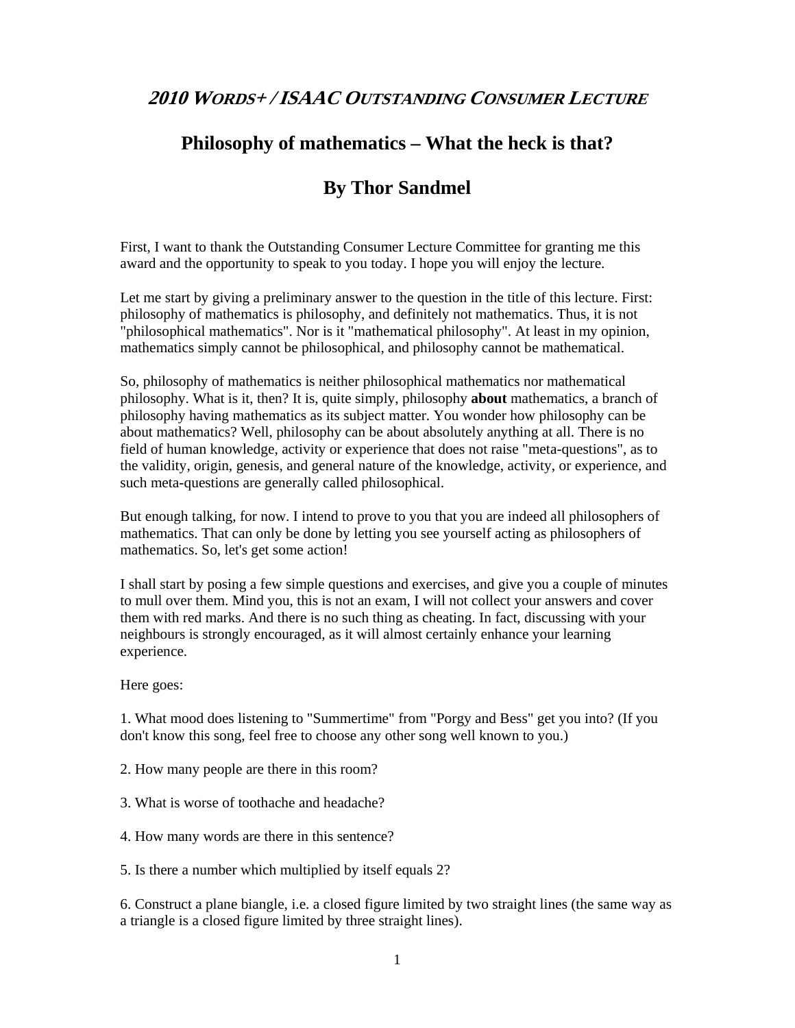## *2010 WORDS+ / ISAAC OUTSTANDING CONSUMER LECTURE*

# Philosophy of mathematics – What the heck is that?

## By Thor Sandmel

First, I want to thank the Outstanding Consumer Lecture Committee for granting me this award and the opportunity to speak to you today. I hope you will enjoy the lecture.

Let me start by giving a preliminary answer to the question in the title of this lecture. First: philosophy of mathematics is philosophy, and definitely not mathematics. Thus, it is not "philosophical mathematics". Nor is it "mathematical philosophy". At least in my opinion, mathematics simply cannot be philosophical, and philosophy cannot be mathematical.

So, philosophy of mathematics is neither philosophical mathematics nor mathematical philosophy. What is it, then? It is, quite simply, philosophy **about** mathematics, a branch of philosophy having mathematics as its subject matter. You wonder how philosophy can be about mathematics? Well, philosophy can be about absolutely anything at all. There is no field of human knowledge, activity or experience that does not raise "meta-questions", as to the validity, origin, genesis, and general nature of the knowledge, activity, or experience, and such meta-questions are generally called philosophical.

But enough talking, for now. I intend to prove to you that you are indeed all philosophers of mathematics. That can only be done by letting you see yourself acting as philosophers of mathematics. So, let's get some action!

I shall start by posing a few simple questions and exercises, and give you a couple of minutes to mull over them. Mind you, this is not an exam, I will not collect your answers and cover them with red marks. And there is no such thing as cheating. In fact, discussing with your neighbours is strongly encouraged, as it will almost certainly enhance your learning experience.

Here goes:

1. What mood does listening to "Summertime" from "Porgy and Bess" get you into? (If you don't know this song, feel free to choose any other song well known to you.)

2. How many people are there in this room?

3. What is worse of toothache and headache?

4. How many words are there in this sentence?

5. Is there a number which multiplied by itself equals 2?

6. Construct a plane biangle, i.e. a closed figure limited by two straight lines (the same way as a triangle is a closed figure limited by three straight lines).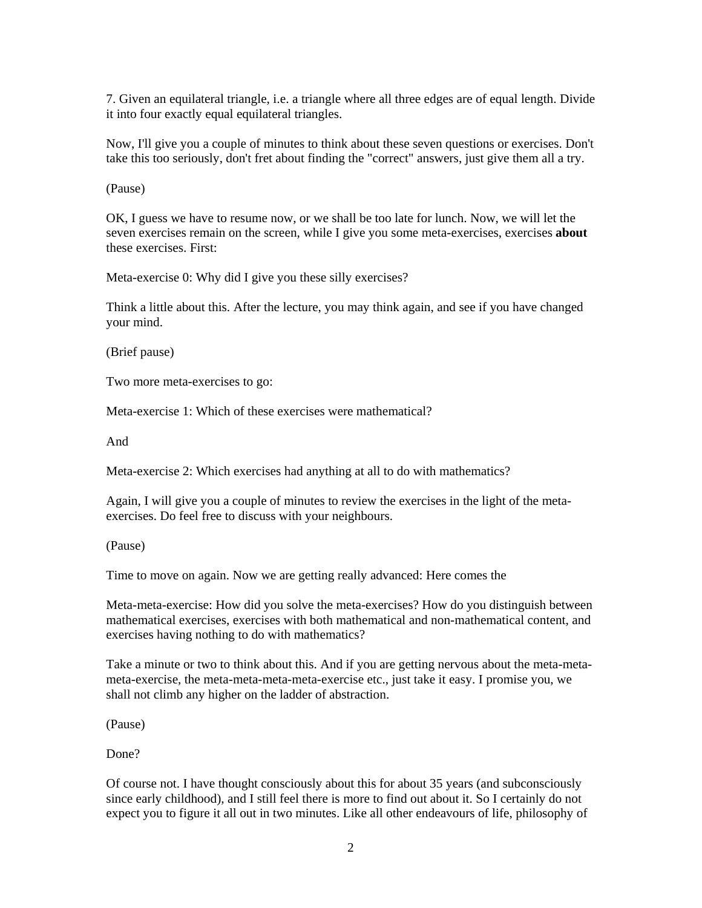7. Given an equilateral triangle, i.e. a triangle where all three edges are of equal length. Divide it into four exactly equal equilateral triangles.

Now, I'll give you a couple of minutes to think about these seven questions or exercises. Don't take this too seriously, don't fret about finding the "correct" answers, just give them all a try.

(Pause)

OK, I guess we have to resume now, or we shall be too late for lunch. Now, we will let the seven exercises remain on the screen, while I give you some meta-exercises, exercises **about** these exercises. First:

Meta-exercise 0: Why did I give you these silly exercises?

Think a little about this. After the lecture, you may think again, and see if you have changed your mind.

(Brief pause)

Two more meta-exercises to go:

Meta-exercise 1: Which of these exercises were mathematical?

And

Meta-exercise 2: Which exercises had anything at all to do with mathematics?

Again, I will give you a couple of minutes to review the exercises in the light of the meta-exercises. Do feel free to discuss with your neighbours.

(Pause)

Time to move on again. Now we are getting really advanced: Here comes the

Meta-meta-exercise: How did you solve the meta-exercises? How do you distinguish between mathematical exercises, exercises with both mathematical and non-mathematical content, and exercises having nothing to do with mathematics?

Take a minute or two to think about this. And if you are getting nervous about the meta-meta-meta-exercise, the meta-meta-meta-meta-exercise etc., just take it easy. I promise you, we shall not climb any higher on the ladder of abstraction.

(Pause)

Done?

Of course not. I have thought consciously about this for about 35 years (and subconsciously since early childhood), and I still feel there is more to find out about it. So I certainly do not expect you to figure it all out in two minutes. Like all other endeavours of life, philosophy of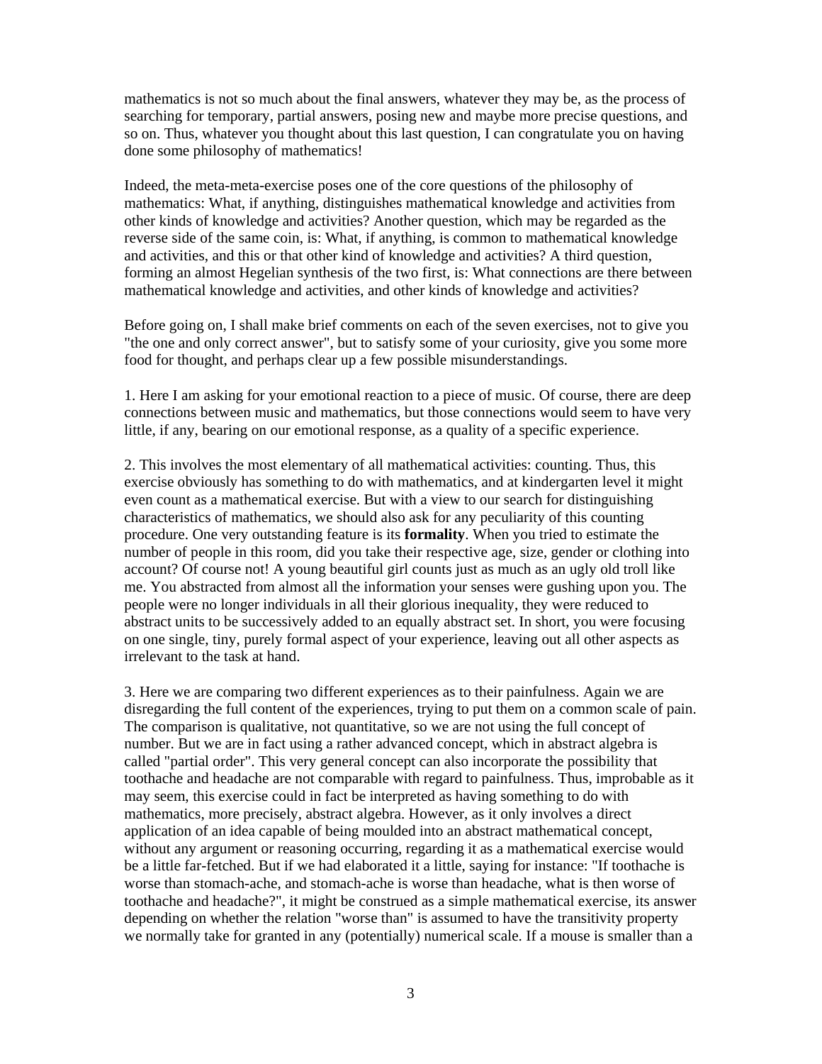mathematics is not so much about the final answers, whatever they may be, as the process of searching for temporary, partial answers, posing new and maybe more precise questions, and so on. Thus, whatever you thought about this last question, I can congratulate you on having done some philosophy of mathematics!

Indeed, the meta-meta-exercise poses one of the core questions of the philosophy of mathematics: What, if anything, distinguishes mathematical knowledge and activities from other kinds of knowledge and activities? Another question, which may be regarded as the reverse side of the same coin, is: What, if anything, is common to mathematical knowledge and activities, and this or that other kind of knowledge and activities? A third question, forming an almost Hegelian synthesis of the two first, is: What connections are there between mathematical knowledge and activities, and other kinds of knowledge and activities?

Before going on, I shall make brief comments on each of the seven exercises, not to give you "the one and only correct answer", but to satisfy some of your curiosity, give you some more food for thought, and perhaps clear up a few possible misunderstandings.

1. Here I am asking for your emotional reaction to a piece of music. Of course, there are deep connections between music and mathematics, but those connections would seem to have very little, if any, bearing on our emotional response, as a quality of a specific experience.

2. This involves the most elementary of all mathematical activities: counting. Thus, this exercise obviously has something to do with mathematics, and at kindergarten level it might even count as a mathematical exercise. But with a view to our search for distinguishing characteristics of mathematics, we should also ask for any peculiarity of this counting procedure. One very outstanding feature is its **formality**. When you tried to estimate the number of people in this room, did you take their respective age, size, gender or clothing into account? Of course not! A young beautiful girl counts just as much as an ugly old troll like me. You abstracted from almost all the information your senses were gushing upon you. The people were no longer individuals in all their glorious inequality, they were reduced to abstract units to be successively added to an equally abstract set. In short, you were focusing on one single, tiny, purely formal aspect of your experience, leaving out all other aspects as irrelevant to the task at hand.

3. Here we are comparing two different experiences as to their painfulness. Again we are disregarding the full content of the experiences, trying to put them on a common scale of pain. The comparison is qualitative, not quantitative, so we are not using the full concept of number. But we are in fact using a rather advanced concept, which in abstract algebra is called "partial order". This very general concept can also incorporate the possibility that toothache and headache are not comparable with regard to painfulness. Thus, improbable as it may seem, this exercise could in fact be interpreted as having something to do with mathematics, more precisely, abstract algebra. However, as it only involves a direct application of an idea capable of being moulded into an abstract mathematical concept, without any argument or reasoning occurring, regarding it as a mathematical exercise would be a little far-fetched. But if we had elaborated it a little, saying for instance: "If toothache is worse than stomach-ache, and stomach-ache is worse than headache, what is then worse of toothache and headache?", it might be construed as a simple mathematical exercise, its answer depending on whether the relation "worse than" is assumed to have the transitivity property we normally take for granted in any (potentially) numerical scale. If a mouse is smaller than a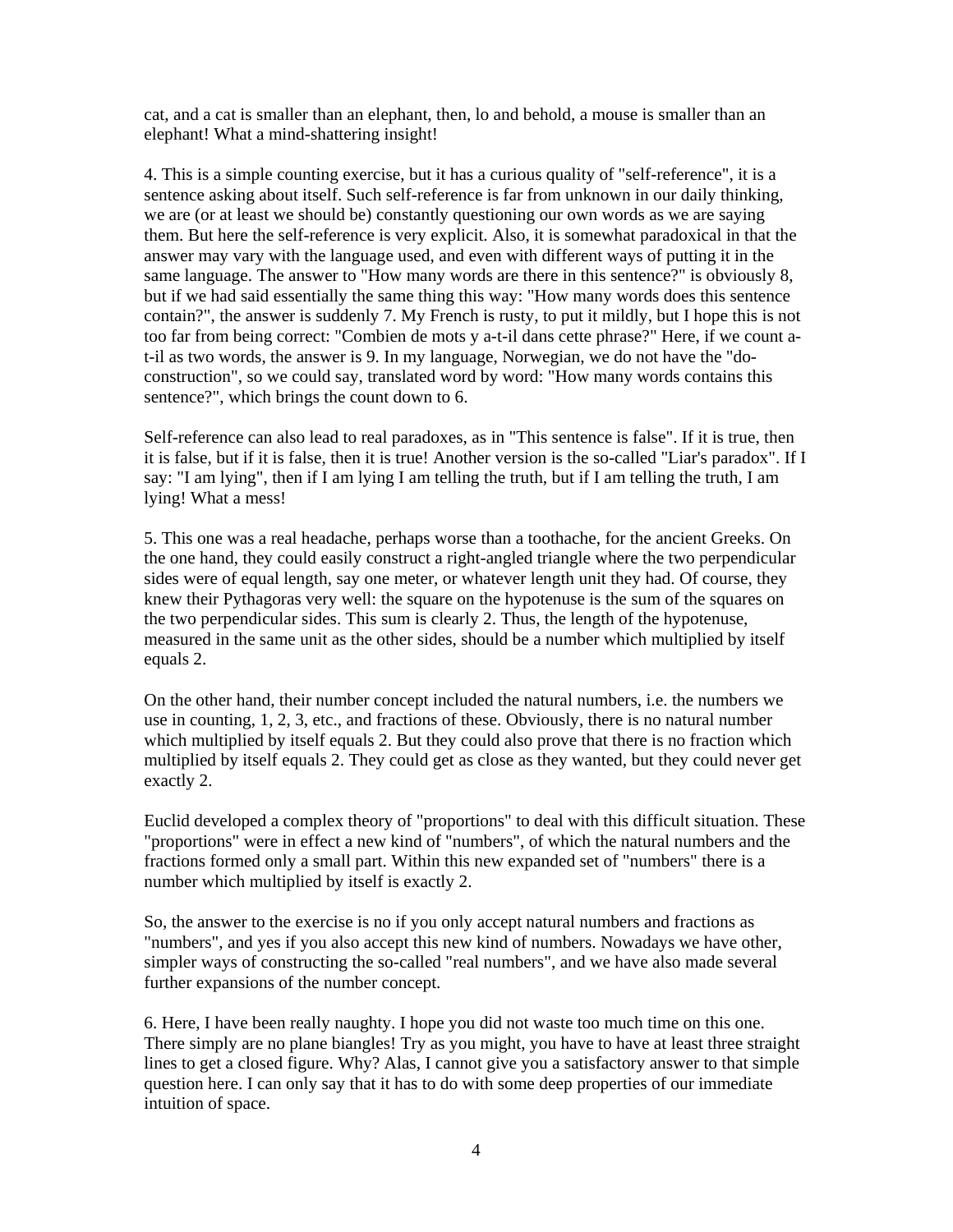cat, and a cat is smaller than an elephant, then, lo and behold, a mouse is smaller than an elephant! What a mind-shattering insight!

4. This is a simple counting exercise, but it has a curious quality of "self-reference", it is a sentence asking about itself. Such self-reference is far from unknown in our daily thinking, we are (or at least we should be) constantly questioning our own words as we are saying them. But here the self-reference is very explicit. Also, it is somewhat paradoxical in that the answer may vary with the language used, and even with different ways of putting it in the same language. The answer to "How many words are there in this sentence?" is obviously 8, but if we had said essentially the same thing this way: "How many words does this sentence contain?", the answer is suddenly 7. My French is rusty, to put it mildly, but I hope this is not too far from being correct: "Combien de mots y a-t-il dans cette phrase?" Here, if we count a-t-il as two words, the answer is 9. In my language, Norwegian, we do not have the "do-construction", so we could say, translated word by word: "How many words contains this sentence?", which brings the count down to 6.

Self-reference can also lead to real paradoxes, as in "This sentence is false". If it is true, then it is false, but if it is false, then it is true! Another version is the so-called "Liar's paradox". If I say: "I am lying", then if I am lying I am telling the truth, but if I am telling the truth, I am lying! What a mess!

5. This one was a real headache, perhaps worse than a toothache, for the ancient Greeks. On the one hand, they could easily construct a right-angled triangle where the two perpendicular sides were of equal length, say one meter, or whatever length unit they had. Of course, they knew their Pythagoras very well: the square on the hypotenuse is the sum of the squares on the two perpendicular sides. This sum is clearly 2. Thus, the length of the hypotenuse, measured in the same unit as the other sides, should be a number which multiplied by itself equals 2.

On the other hand, their number concept included the natural numbers, i.e. the numbers we use in counting, 1, 2, 3, etc., and fractions of these. Obviously, there is no natural number which multiplied by itself equals 2. But they could also prove that there is no fraction which multiplied by itself equals 2. They could get as close as they wanted, but they could never get exactly 2.

Euclid developed a complex theory of "proportions" to deal with this difficult situation. These "proportions" were in effect a new kind of "numbers", of which the natural numbers and the fractions formed only a small part. Within this new expanded set of "numbers" there is a number which multiplied by itself is exactly 2.

So, the answer to the exercise is no if you only accept natural numbers and fractions as "numbers", and yes if you also accept this new kind of numbers. Nowadays we have other, simpler ways of constructing the so-called "real numbers", and we have also made several further expansions of the number concept.

6. Here, I have been really naughty. I hope you did not waste too much time on this one. There simply are no plane biangles! Try as you might, you have to have at least three straight lines to get a closed figure. Why? Alas, I cannot give you a satisfactory answer to that simple question here. I can only say that it has to do with some deep properties of our immediate intuition of space.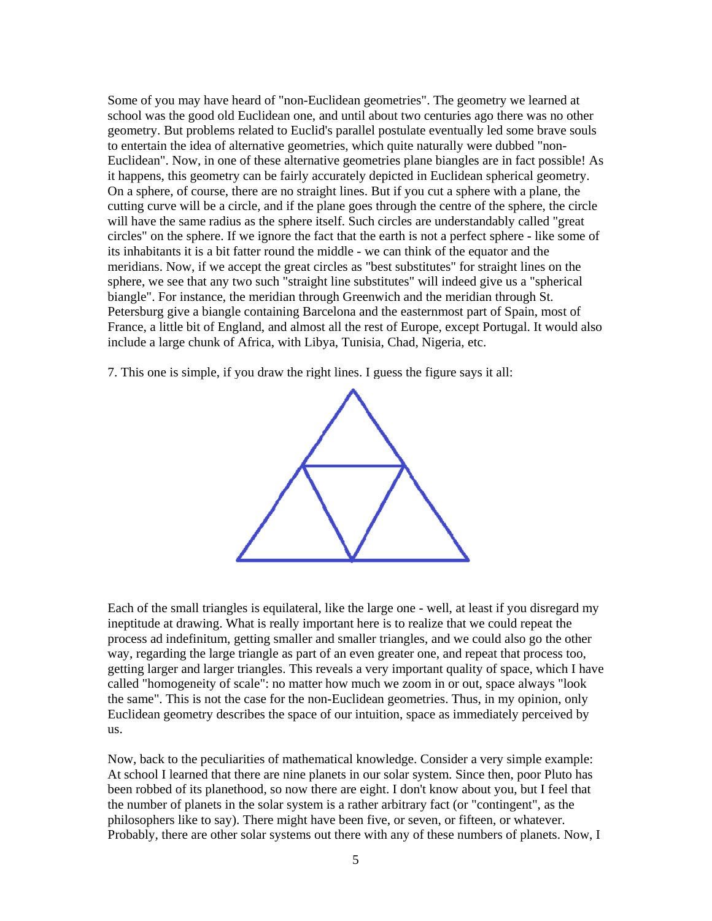Some of you may have heard of "non-Euclidean geometries". The geometry we learned at school was the good old Euclidean one, and until about two centuries ago there was no other geometry. But problems related to Euclid's parallel postulate eventually led some brave souls to entertain the idea of alternative geometries, which quite naturally were dubbed "non-Euclidean". Now, in one of these alternative geometries plane biangles are in fact possible! As it happens, this geometry can be fairly accurately depicted in Euclidean spherical geometry. On a sphere, of course, there are no straight lines. But if you cut a sphere with a plane, the cutting curve will be a circle, and if the plane goes through the centre of the sphere, the circle will have the same radius as the sphere itself. Such circles are understandably called "great circles" on the sphere. If we ignore the fact that the earth is not a perfect sphere - like some of its inhabitants it is a bit fatter round the middle - we can think of the equator and the meridians. Now, if we accept the great circles as "best substitutes" for straight lines on the sphere, we see that any two such "straight line substitutes" will indeed give us a "spherical biangle". For instance, the meridian through Greenwich and the meridian through St. Petersburg give a biangle containing Barcelona and the easternmost part of Spain, most of France, a little bit of England, and almost all the rest of Europe, except Portugal. It would also include a large chunk of Africa, with Libya, Tunisia, Chad, Nigeria, etc.

7. This one is simple, if you draw the right lines. I guess the figure says it all:

Each of the small triangles is equilateral, like the large one - well, at least if you disregard my ineptitude at drawing. What is really important here is to realize that we could repeat the process ad indefinitum, getting smaller and smaller triangles, and we could also go the other way, regarding the large triangle as part of an even greater one, and repeat that process too, getting larger and larger triangles. This reveals a very important quality of space, which I have called "homogeneity of scale": no matter how much we zoom in or out, space always "look the same". This is not the case for the non-Euclidean geometries. Thus, in my opinion, only Euclidean geometry describes the space of our intuition, space as immediately perceived by us.

Now, back to the peculiarities of mathematical knowledge. Consider a very simple example: At school I learned that there are nine planets in our solar system. Since then, poor Pluto has been robbed of its planethood, so now there are eight. I don't know about you, but I feel that the number of planets in the solar system is a rather arbitrary fact (or "contingent", as the philosophers like to say). There might have been five, or seven, or fifteen, or whatever. Probably, there are other solar systems out there with any of these numbers of planets. Now, I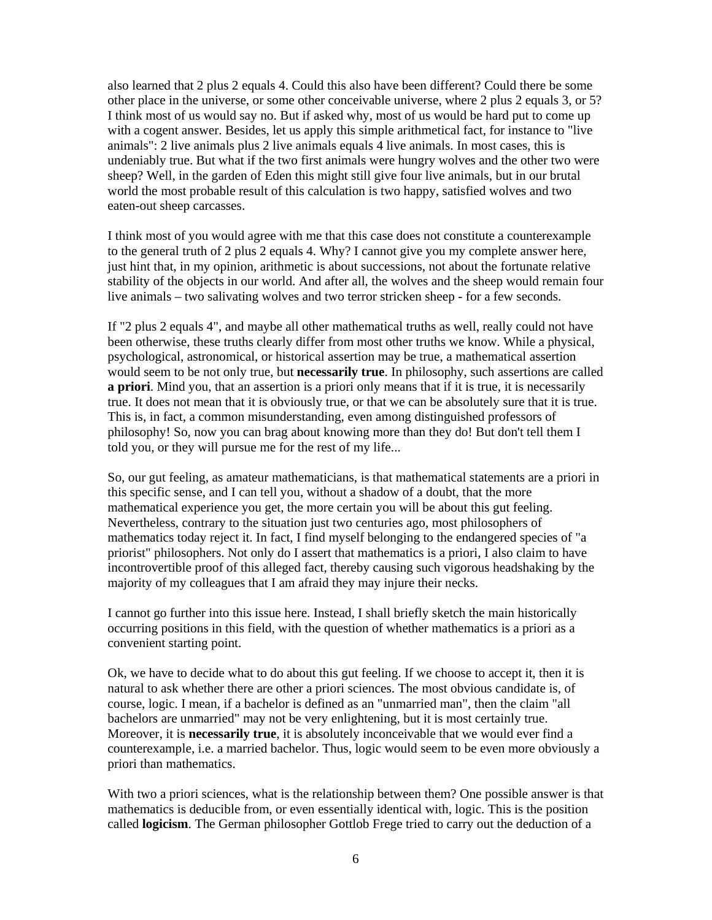also learned that 2 plus 2 equals 4. Could this also have been different? Could there be some other place in the universe, or some other conceivable universe, where 2 plus 2 equals 3, or 5? I think most of us would say no. But if asked why, most of us would be hard put to come up with a cogent answer. Besides, let us apply this simple arithmetical fact, for instance to "live animals": 2 live animals plus 2 live animals equals 4 live animals. In most cases, this is undeniably true. But what if the two first animals were hungry wolves and the other two were sheep? Well, in the garden of Eden this might still give four live animals, but in our brutal world the most probable result of this calculation is two happy, satisfied wolves and two eaten-out sheep carcasses.

I think most of you would agree with me that this case does not constitute a counterexample to the general truth of 2 plus 2 equals 4. Why? I cannot give you my complete answer here, just hint that, in my opinion, arithmetic is about successions, not about the fortunate relative stability of the objects in our world. And after all, the wolves and the sheep would remain four live animals – two salivating wolves and two terror stricken sheep - for a few seconds.

If "2 plus 2 equals 4", and maybe all other mathematical truths as well, really could not have been otherwise, these truths clearly differ from most other truths we know. While a physical, psychological, astronomical, or historical assertion may be true, a mathematical assertion would seem to be not only true, but **necessarily true**. In philosophy, such assertions are called **a priori**. Mind you, that an assertion is a priori only means that if it is true, it is necessarily true. It does not mean that it is obviously true, or that we can be absolutely sure that it is true. This is, in fact, a common misunderstanding, even among distinguished professors of philosophy! So, now you can brag about knowing more than they do! But don't tell them I told you, or they will pursue me for the rest of my life...

So, our gut feeling, as amateur mathematicians, is that mathematical statements are a priori in this specific sense, and I can tell you, without a shadow of a doubt, that the more mathematical experience you get, the more certain you will be about this gut feeling. Nevertheless, contrary to the situation just two centuries ago, most philosophers of mathematics today reject it. In fact, I find myself belonging to the endangered species of "a priorist" philosophers. Not only do I assert that mathematics is a priori, I also claim to have incontrovertible proof of this alleged fact, thereby causing such vigorous headshaking by the majority of my colleagues that I am afraid they may injure their necks.

I cannot go further into this issue here. Instead, I shall briefly sketch the main historically occurring positions in this field, with the question of whether mathematics is a priori as a convenient starting point.

Ok, we have to decide what to do about this gut feeling. If we choose to accept it, then it is natural to ask whether there are other a priori sciences. The most obvious candidate is, of course, logic. I mean, if a bachelor is defined as an "unmarried man", then the claim "all bachelors are unmarried" may not be very enlightening, but it is most certainly true. Moreover, it is **necessarily true**, it is absolutely inconceivable that we would ever find a counterexample, i.e. a married bachelor. Thus, logic would seem to be even more obviously a priori than mathematics.

With two a priori sciences, what is the relationship between them? One possible answer is that mathematics is deducible from, or even essentially identical with, logic. This is the position called **logicism**. The German philosopher Gottlob Frege tried to carry out the deduction of a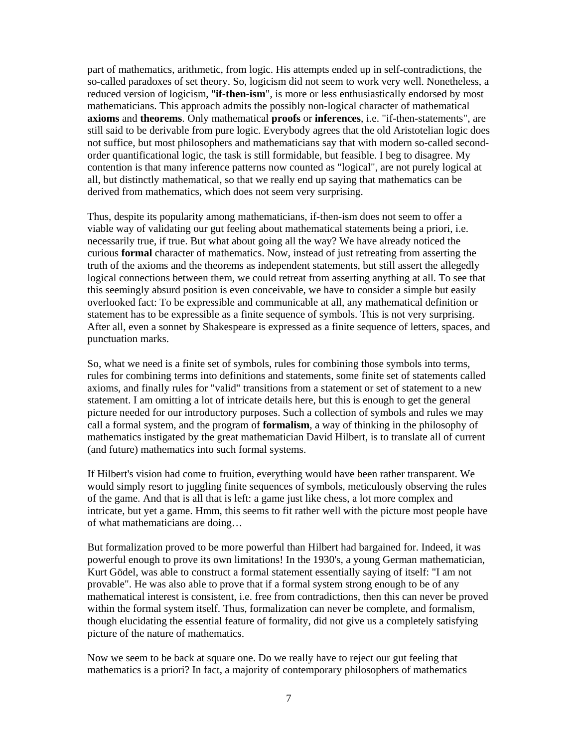part of mathematics, arithmetic, from logic. His attempts ended up in self-contradictions, the so-called paradoxes of set theory. So, logicism did not seem to work very well. Nonetheless, a reduced version of logicism, "**if-then-ism**", is more or less enthusiastically endorsed by most mathematicians. This approach admits the possibly non-logical character of mathematical **axioms** and **theorems**. Only mathematical **proofs** or **inferences**, i.e. "if-then-statements", are still said to be derivable from pure logic. Everybody agrees that the old Aristotelian logic does not suffice, but most philosophers and mathematicians say that with modern so-called second-order quantificational logic, the task is still formidable, but feasible. I beg to disagree. My contention is that many inference patterns now counted as "logical", are not purely logical at all, but distinctly mathematical, so that we really end up saying that mathematics can be derived from mathematics, which does not seem very surprising.

Thus, despite its popularity among mathematicians, if-then-ism does not seem to offer a viable way of validating our gut feeling about mathematical statements being a priori, i.e. necessarily true, if true. But what about going all the way? We have already noticed the curious **formal** character of mathematics. Now, instead of just retreating from asserting the truth of the axioms and the theorems as independent statements, but still assert the allegedly logical connections between them, we could retreat from asserting anything at all. To see that this seemingly absurd position is even conceivable, we have to consider a simple but easily overlooked fact: To be expressible and communicable at all, any mathematical definition or statement has to be expressible as a finite sequence of symbols. This is not very surprising. After all, even a sonnet by Shakespeare is expressed as a finite sequence of letters, spaces, and punctuation marks.

So, what we need is a finite set of symbols, rules for combining those symbols into terms, rules for combining terms into definitions and statements, some finite set of statements called axioms, and finally rules for "valid" transitions from a statement or set of statement to a new statement. I am omitting a lot of intricate details here, but this is enough to get the general picture needed for our introductory purposes. Such a collection of symbols and rules we may call a formal system, and the program of **formalism**, a way of thinking in the philosophy of mathematics instigated by the great mathematician David Hilbert, is to translate all of current (and future) mathematics into such formal systems.

If Hilbert's vision had come to fruition, everything would have been rather transparent. We would simply resort to juggling finite sequences of symbols, meticulously observing the rules of the game. And that is all that is left: a game just like chess, a lot more complex and intricate, but yet a game. Hmm, this seems to fit rather well with the picture most people have of what mathematicians are doing…

But formalization proved to be more powerful than Hilbert had bargained for. Indeed, it was powerful enough to prove its own limitations! In the 1930's, a young German mathematician, Kurt Gödel, was able to construct a formal statement essentially saying of itself: "I am not provable". He was also able to prove that if a formal system strong enough to be of any mathematical interest is consistent, i.e. free from contradictions, then this can never be proved within the formal system itself. Thus, formalization can never be complete, and formalism, though elucidating the essential feature of formality, did not give us a completely satisfying picture of the nature of mathematics.

Now we seem to be back at square one. Do we really have to reject our gut feeling that mathematics is a priori? In fact, a majority of contemporary philosophers of mathematics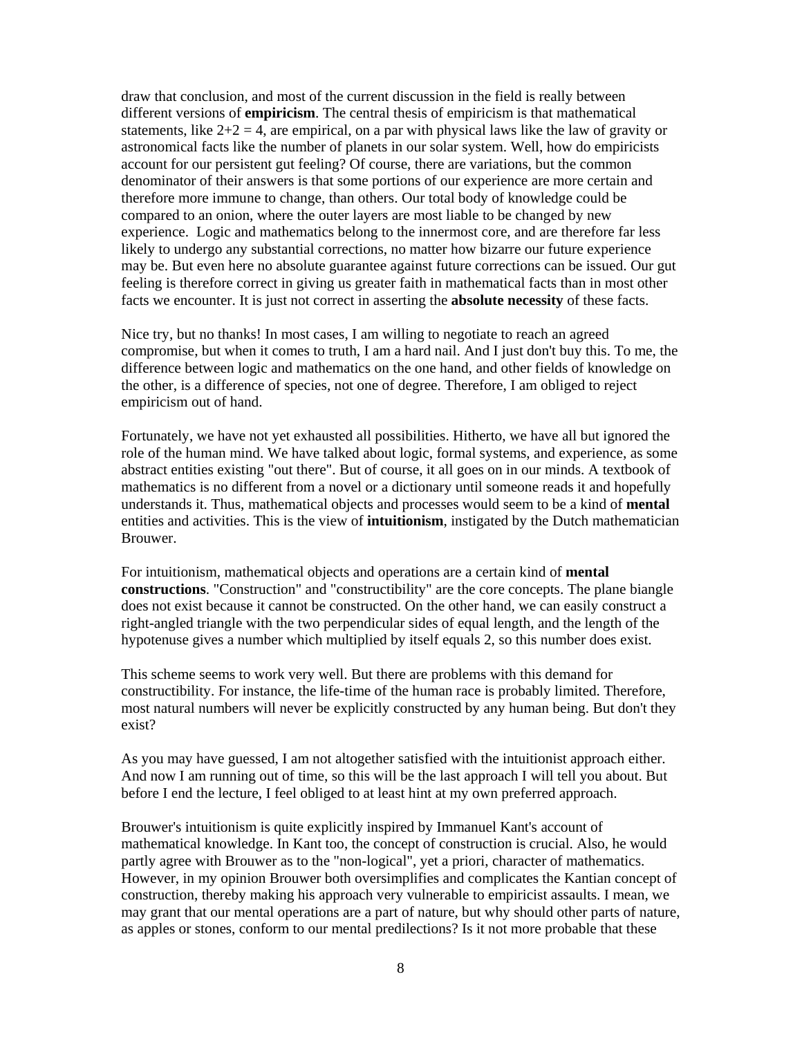draw that conclusion, and most of the current discussion in the field is really between different versions of **empiricism**. The central thesis of empiricism is that mathematical statements, like $2+2 = 4$, are empirical, on a par with physical laws like the law of gravity or astronomical facts like the number of planets in our solar system. Well, how do empiricists account for our persistent gut feeling? Of course, there are variations, but the common denominator of their answers is that some portions of our experience are more certain and therefore more immune to change, than others. Our total body of knowledge could be compared to an onion, where the outer layers are most liable to be changed by new experience. Logic and mathematics belong to the innermost core, and are therefore far less likely to undergo any substantial corrections, no matter how bizarre our future experience may be. But even here no absolute guarantee against future corrections can be issued. Our gut feeling is therefore correct in giving us greater faith in mathematical facts than in most other facts we encounter. It is just not correct in asserting the **absolute necessity** of these facts.

Nice try, but no thanks! In most cases, I am willing to negotiate to reach an agreed compromise, but when it comes to truth, I am a hard nail. And I just don't buy this. To me, the difference between logic and mathematics on the one hand, and other fields of knowledge on the other, is a difference of species, not one of degree. Therefore, I am obliged to reject empiricism out of hand.

Fortunately, we have not yet exhausted all possibilities. Hitherto, we have all but ignored the role of the human mind. We have talked about logic, formal systems, and experience, as some abstract entities existing "out there". But of course, it all goes on in our minds. A textbook of mathematics is no different from a novel or a dictionary until someone reads it and hopefully understands it. Thus, mathematical objects and processes would seem to be a kind of **mental** entities and activities. This is the view of **intuitionism**, instigated by the Dutch mathematician Brouwer.

For intuitionism, mathematical objects and operations are a certain kind of **mental constructions**. "Construction" and "constructibility" are the core concepts. The plane biangle does not exist because it cannot be constructed. On the other hand, we can easily construct a right-angled triangle with the two perpendicular sides of equal length, and the length of the hypotenuse gives a number which multiplied by itself equals 2, so this number does exist.

This scheme seems to work very well. But there are problems with this demand for constructibility. For instance, the life-time of the human race is probably limited. Therefore, most natural numbers will never be explicitly constructed by any human being. But don't they exist?

As you may have guessed, I am not altogether satisfied with the intuitionist approach either. And now I am running out of time, so this will be the last approach I will tell you about. But before I end the lecture, I feel obliged to at least hint at my own preferred approach.

Brouwer's intuitionism is quite explicitly inspired by Immanuel Kant's account of mathematical knowledge. In Kant too, the concept of construction is crucial. Also, he would partly agree with Brouwer as to the "non-logical", yet a priori, character of mathematics. However, in my opinion Brouwer both oversimplifies and complicates the Kantian concept of construction, thereby making his approach very vulnerable to empiricist assaults. I mean, we may grant that our mental operations are a part of nature, but why should other parts of nature, as apples or stones, conform to our mental predilections? Is it not more probable that these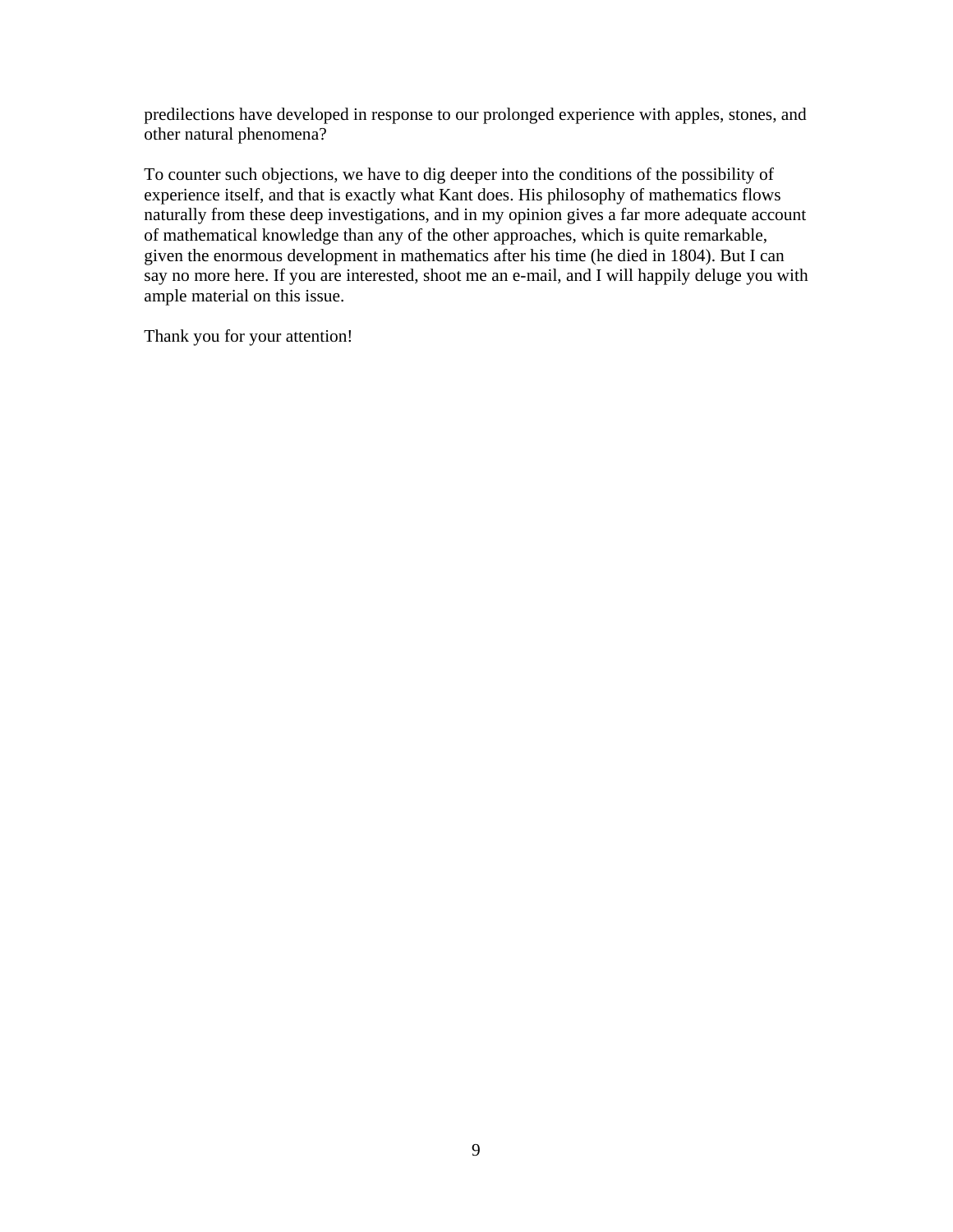predilections have developed in response to our prolonged experience with apples, stones, and other natural phenomena?

To counter such objections, we have to dig deeper into the conditions of the possibility of experience itself, and that is exactly what Kant does. His philosophy of mathematics flows naturally from these deep investigations, and in my opinion gives a far more adequate account of mathematical knowledge than any of the other approaches, which is quite remarkable, given the enormous development in mathematics after his time (he died in 1804). But I can say no more here. If you are interested, shoot me an e-mail, and I will happily deluge you with ample material on this issue.

Thank you for your attention!